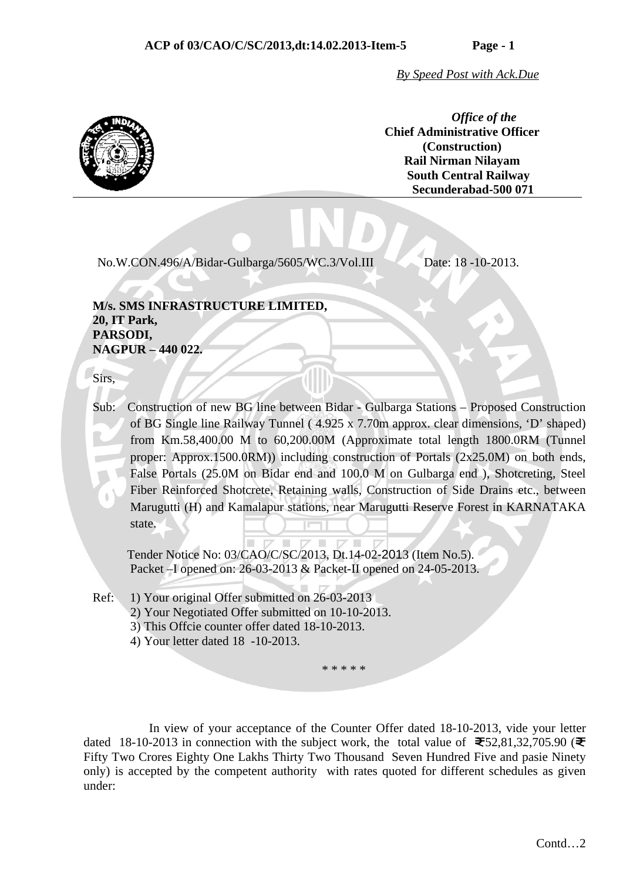*By Speed Post with Ack.Due*

***Office of the***
**Chief Administrative Officer**
**(Construction)**
**Rail Nirman Nilayam**
**South Central Railway**
**Secunderabad-500 071**

No.W.CON.496/A/Bidar-Gulbarga/5605/WC.3/Vol.III    Date: 18 -10-2013.

**M/s. SMS INFRASTRUCTURE LIMITED,**
**20, IT Park,**
**PARSODI,**
**NAGPUR – 440 022.**

Sirs,

Sub: Construction of new BG line between Bidar - Gulbarga Stations – Proposed Construction of BG Single line Railway Tunnel ( 4.925 x 7.70m approx. clear dimensions, 'D' shaped) from Km.58,400.00 M to 60,200.00M (Approximate total length 1800.0RM (Tunnel proper: Approx.1500.0RM)) including construction of Portals (2x25.0M) on both ends, False Portals (25.0M on Bidar end and 100.0 M on Gulbarga end ), Shotcreting, Steel Fiber Reinforced Shotcrete, Retaining walls, Construction of Side Drains etc., between Marugutti (H) and Kamalapur stations, near Marugutti Reserve Forest in KARNATAKA state.

Tender Notice No: 03/CAO/C/SC/2013, Dt.14-02-2013 (Item No.5).
Packet –I opened on: 26-03-2013 & Packet-II opened on 24-05-2013.

Ref: 1) Your original Offer submitted on 26-03-2013
2) Your Negotiated Offer submitted on 10-10-2013.
3) This Offcie counter offer dated 18-10-2013.
4) Your letter dated 18 -10-2013.

\* \* \* \* \*

In view of your acceptance of the Counter Offer dated 18-10-2013, vide your letter dated 18-10-2013 in connection with the subject work, the total value of ₹52,81,32,705.90 (₹ Fifty Two Crores Eighty One Lakhs Thirty Two Thousand Seven Hundred Five and pasie Ninety only) is accepted by the competent authority with rates quoted for different schedules as given under:

Contd…2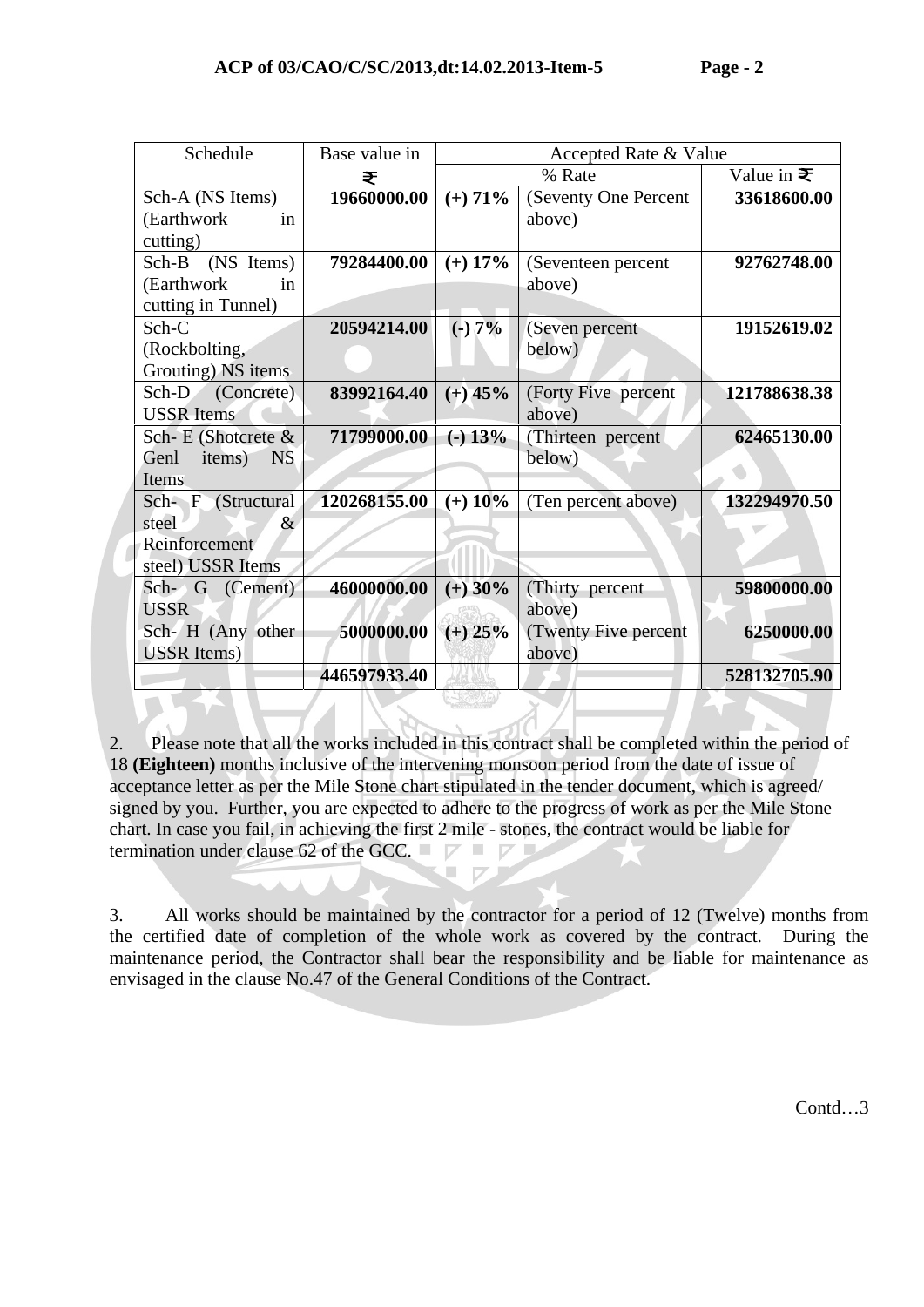| Schedule | Base value in ₹ | Accepted Rate & Value | | |
|---|---|---|---|---|
| | | % Rate | | Value in ₹ |
| Sch-A (NS Items) (Earthwork in cutting) | **19660000.00** | **(+) 71%** | (Seventy One Percent above) | **33618600.00** |
| Sch-B (NS Items) (Earthwork in cutting in Tunnel) | **79284400.00** | **(+) 17%** | (Seventeen percent above) | **92762748.00** |
| Sch-C (Rockbolting, Grouting) NS items | **20594214.00** | **(-) 7%** | (Seven percent below) | **19152619.02** |
| Sch-D (Concrete) USSR Items | **83992164.40** | **(+) 45%** | (Forty Five percent above) | **121788638.38** |
| Sch- E (Shotcrete & Genl items) NS Items | **71799000.00** | **(-) 13%** | (Thirteen percent below) | **62465130.00** |
| Sch- F (Structural steel & Reinforcement steel) USSR Items | **120268155.00** | **(+) 10%** | (Ten percent above) | **132294970.50** |
| Sch- G (Cement) USSR | **46000000.00** | **(+) 30%** | (Thirty percent above) | **59800000.00** |
| Sch- H (Any other USSR Items) | **5000000.00** | **(+) 25%** | (Twenty Five percent above) | **6250000.00** |
| | **446597933.40** | | | **528132705.90** |

2. Please note that all the works included in this contract shall be completed within the period of 18 **(Eighteen)** months inclusive of the intervening monsoon period from the date of issue of acceptance letter as per the Mile Stone chart stipulated in the tender document, which is agreed/ signed by you. Further, you are expected to adhere to the progress of work as per the Mile Stone chart. In case you fail, in achieving the first 2 mile - stones, the contract would be liable for termination under clause 62 of the GCC.

3. All works should be maintained by the contractor for a period of 12 (Twelve) months from the certified date of completion of the whole work as covered by the contract. During the maintenance period, the Contractor shall bear the responsibility and be liable for maintenance as envisaged in the clause No.47 of the General Conditions of the Contract.

Contd…3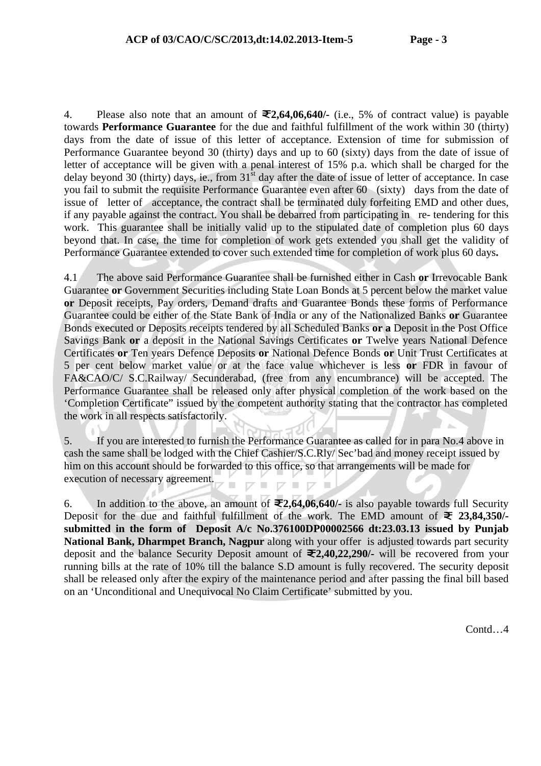4. Please also note that an amount of **₹2,64,06,640/-** (i.e., 5% of contract value) is payable towards **Performance Guarantee** for the due and faithful fulfillment of the work within 30 (thirty) days from the date of issue of this letter of acceptance. Extension of time for submission of Performance Guarantee beyond 30 (thirty) days and up to 60 (sixty) days from the date of issue of letter of acceptance will be given with a penal interest of 15% p.a. which shall be charged for the delay beyond 30 (thirty) days, ie., from 31st day after the date of issue of letter of acceptance. In case you fail to submit the requisite Performance Guarantee even after 60 (sixty) days from the date of issue of letter of acceptance, the contract shall be terminated duly forfeiting EMD and other dues, if any payable against the contract. You shall be debarred from participating in re- tendering for this work. This guarantee shall be initially valid up to the stipulated date of completion plus 60 days beyond that. In case, the time for completion of work gets extended you shall get the validity of Performance Guarantee extended to cover such extended time for completion of work plus 60 days**.**

4.1 The above said Performance Guarantee shall be furnished either in Cash **or** Irrevocable Bank Guarantee **or** Government Securities including State Loan Bonds at 5 percent below the market value **or** Deposit receipts, Pay orders, Demand drafts and Guarantee Bonds these forms of Performance Guarantee could be either of the State Bank of India or any of the Nationalized Banks **or** Guarantee Bonds executed or Deposits receipts tendered by all Scheduled Banks **or a** Deposit in the Post Office Savings Bank **or** a deposit in the National Savings Certificates **or** Twelve years National Defence Certificates **or** Ten years Defence Deposits **or** National Defence Bonds **or** Unit Trust Certificates at 5 per cent below market value or at the face value whichever is less **or** FDR in favour of FA&CAO/C/ S.C.Railway/ Secunderabad, (free from any encumbrance) will be accepted. The Performance Guarantee shall be released only after physical completion of the work based on the 'Completion Certificate" issued by the competent authority stating that the contractor has completed the work in all respects satisfactorily.

5. If you are interested to furnish the Performance Guarantee as called for in para No.4 above in cash the same shall be lodged with the Chief Cashier/S.C.Rly/ Sec'bad and money receipt issued by him on this account should be forwarded to this office, so that arrangements will be made for execution of necessary agreement.

6. In addition to the above, an amount of **₹2,64,06,640/-** is also payable towards full Security Deposit for the due and faithful fulfillment of the work. The EMD amount of **₹ 23,84,350/- submitted in the form of Deposit A/c No.376100DP00002566 dt:23.03.13 issued by Punjab National Bank, Dharmpet Branch, Nagpur** along with your offer is adjusted towards part security deposit and the balance Security Deposit amount of **₹2,40,22,290/-** will be recovered from your running bills at the rate of 10% till the balance S.D amount is fully recovered. The security deposit shall be released only after the expiry of the maintenance period and after passing the final bill based on an 'Unconditional and Unequivocal No Claim Certificate' submitted by you.

Contd…4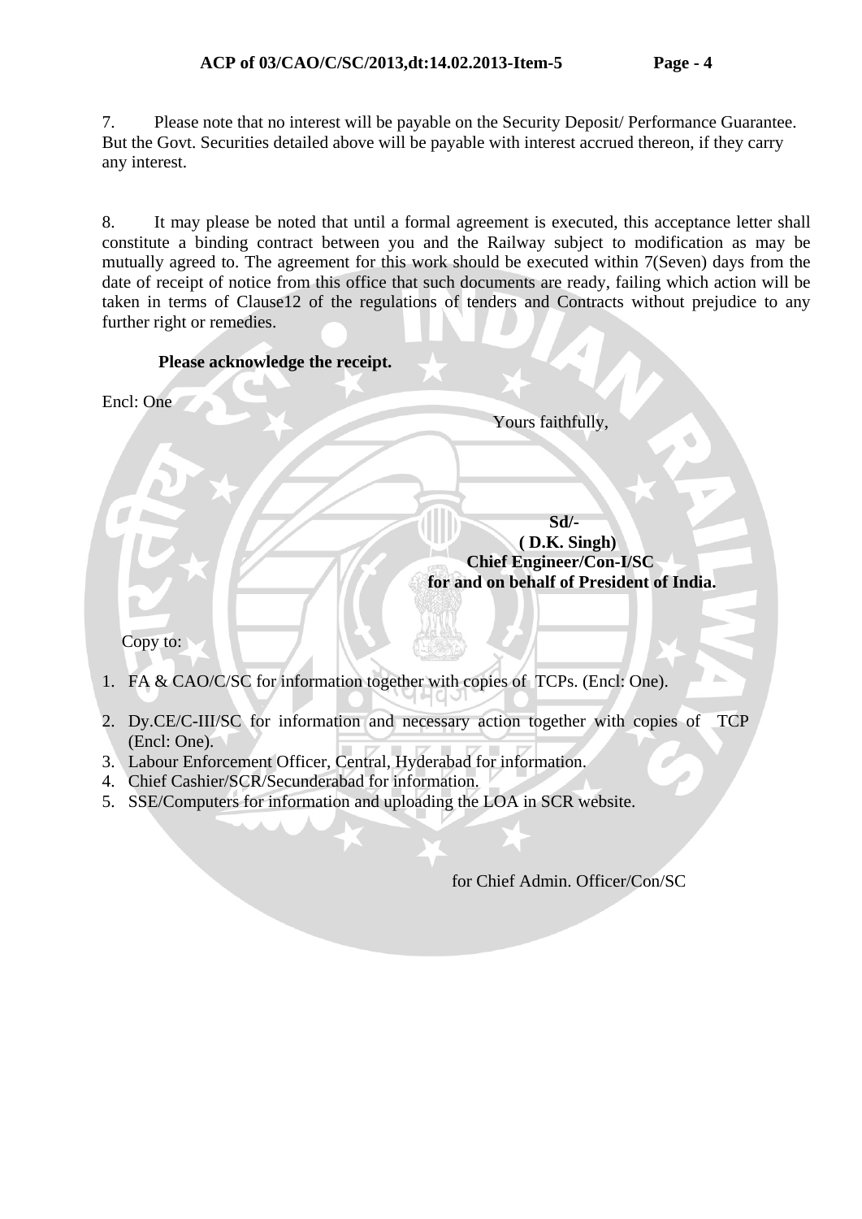7. Please note that no interest will be payable on the Security Deposit/ Performance Guarantee. But the Govt. Securities detailed above will be payable with interest accrued thereon, if they carry any interest.

8. It may please be noted that until a formal agreement is executed, this acceptance letter shall constitute a binding contract between you and the Railway subject to modification as may be mutually agreed to. The agreement for this work should be executed within 7(Seven) days from the date of receipt of notice from this office that such documents are ready, failing which action will be taken in terms of Clause12 of the regulations of tenders and Contracts without prejudice to any further right or remedies.

**Please acknowledge the receipt.**

Encl: One

Yours faithfully,

**Sd/-**
**( D.K. Singh)**
**Chief Engineer/Con-I/SC**
**for and on behalf of President of India.**

Copy to:

1. FA & CAO/C/SC for information together with copies of TCPs. (Encl: One).
2. Dy.CE/C-III/SC for information and necessary action together with copies of TCP (Encl: One).
3. Labour Enforcement Officer, Central, Hyderabad for information.
4. Chief Cashier/SCR/Secunderabad for information.
5. SSE/Computers for information and uploading the LOA in SCR website.

for Chief Admin. Officer/Con/SC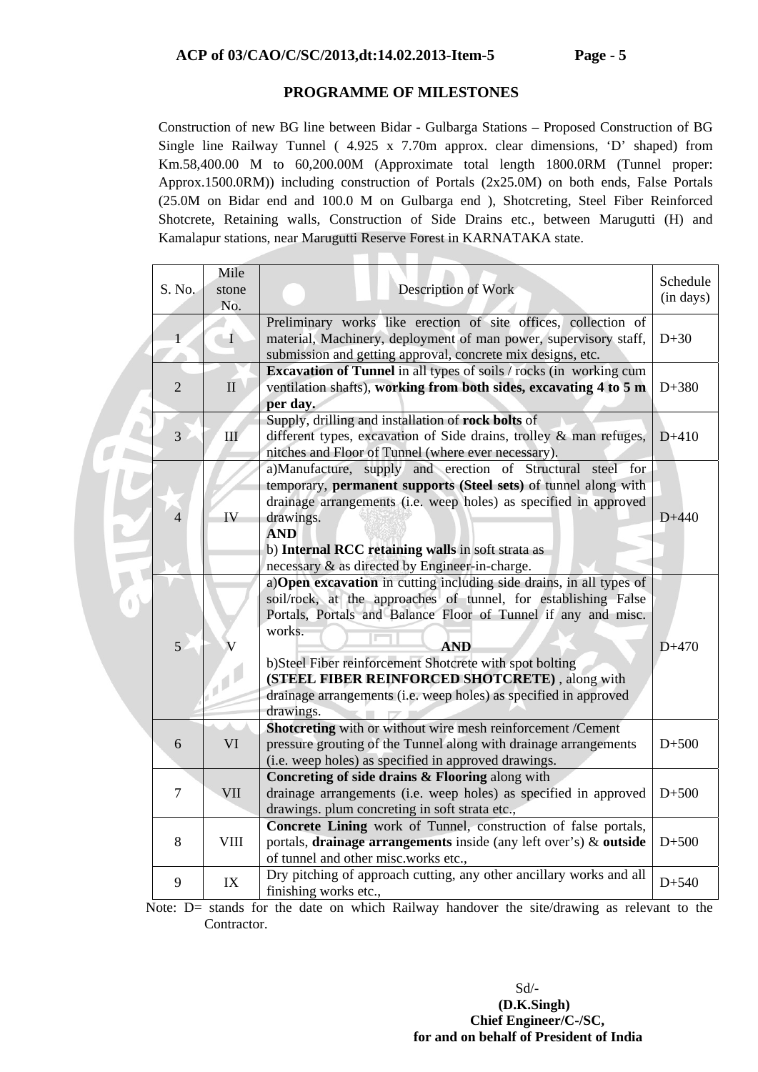ACP of 03/CAO/C/SC/2013,dt:14.02.2013-Item-5

## PROGRAMME OF MILESTONES

Construction of new BG line between Bidar - Gulbarga Stations – Proposed Construction of BG Single line Railway Tunnel ( 4.925 x 7.70m approx. clear dimensions, 'D' shaped) from Km.58,400.00 M to 60,200.00M (Approximate total length 1800.0RM (Tunnel proper: Approx.1500.0RM)) including construction of Portals (2x25.0M) on both ends, False Portals (25.0M on Bidar end and 100.0 M on Gulbarga end ), Shotcreting, Steel Fiber Reinforced Shotcrete, Retaining walls, Construction of Side Drains etc., between Marugutti (H) and Kamalapur stations, near Marugutti Reserve Forest in KARNATAKA state.

| S. No. | Mile stone No. | Description of Work | Schedule (in days) |
|---|---|---|---|
| 1 | I | Preliminary works like erection of site offices, collection of material, Machinery, deployment of man power, supervisory staff, submission and getting approval, concrete mix designs, etc. | D+30 |
| 2 | II | **Excavation of Tunnel** in all types of soils / rocks (in working cum ventilation shafts), **working from both sides, excavating 4 to 5 m per day.** | D+380 |
| 3 | III | Supply, drilling and installation of **rock bolts** of different types, excavation of Side drains, trolley & man refuges, nitches and Floor of Tunnel (where ever necessary). | D+410 |
| 4 | IV | a)Manufacture, supply and erection of Structural steel for temporary, **permanent supports (Steel sets)** of tunnel along with drainage arrangements (i.e. weep holes) as specified in approved drawings. **AND** b) **Internal RCC retaining walls** in soft strata as necessary & as directed by Engineer-in-charge. | D+440 |
| 5 | V | a)**Open excavation** in cutting including side drains, in all types of soil/rock, at the approaches of tunnel, for establishing False Portals, Portals and Balance Floor of Tunnel if any and misc. works. **AND** b)Steel Fiber reinforcement Shotcrete with spot bolting **(STEEL FIBER REINFORCED SHOTCRETE)** , along with drainage arrangements (i.e. weep holes) as specified in approved drawings. | D+470 |
| 6 | VI | **Shotcreting** with or without wire mesh reinforcement /Cement pressure grouting of the Tunnel along with drainage arrangements (i.e. weep holes) as specified in approved drawings. | D+500 |
| 7 | VII | **Concreting of side drains & Flooring** along with drainage arrangements (i.e. weep holes) as specified in approved drawings. plum concreting in soft strata etc., | D+500 |
| 8 | VIII | **Concrete Lining** work of Tunnel, construction of false portals, portals, **drainage arrangements** inside (any left over's) & **outside** of tunnel and other misc.works etc., | D+500 |
| 9 | IX | Dry pitching of approach cutting, any other ancillary works and all finishing works etc., | D+540 |

Note: D= stands for the date on which Railway handover the site/drawing as relevant to the Contractor.

Sd/-
**(D.K.Singh)**
**Chief Engineer/C-/SC,**
**for and on behalf of President of India**